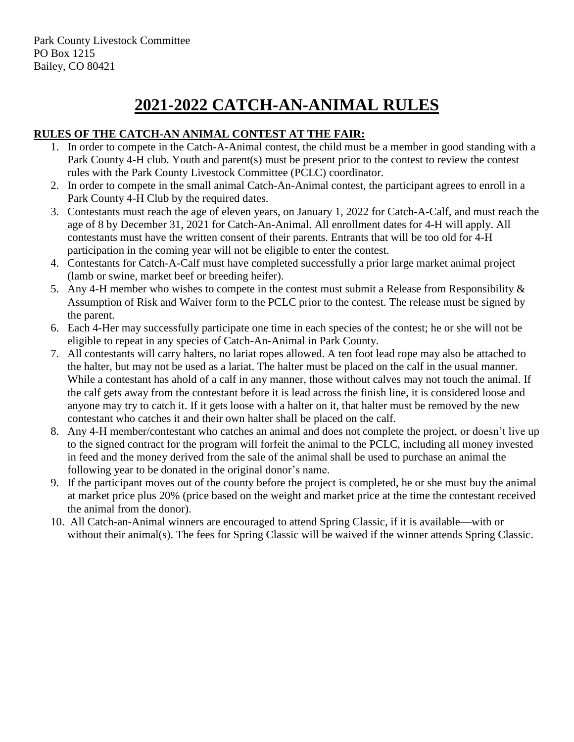Park County Livestock Committee
PO Box 1215
Bailey, CO 80421

# 2021-2022 CATCH-AN-ANIMAL RULES

**RULES OF THE CATCH-AN ANIMAL CONTEST AT THE FAIR:**

1. In order to compete in the Catch-A-Animal contest, the child must be a member in good standing with a Park County 4-H club. Youth and parent(s) must be present prior to the contest to review the contest rules with the Park County Livestock Committee (PCLC) coordinator.
2. In order to compete in the small animal Catch-An-Animal contest, the participant agrees to enroll in a Park County 4-H Club by the required dates.
3. Contestants must reach the age of eleven years, on January 1, 2022 for Catch-A-Calf, and must reach the age of 8 by December 31, 2021 for Catch-An-Animal. All enrollment dates for 4-H will apply. All contestants must have the written consent of their parents. Entrants that will be too old for 4-H participation in the coming year will not be eligible to enter the contest.
4. Contestants for Catch-A-Calf must have completed successfully a prior large market animal project (lamb or swine, market beef or breeding heifer).
5. Any 4-H member who wishes to compete in the contest must submit a Release from Responsibility & Assumption of Risk and Waiver form to the PCLC prior to the contest. The release must be signed by the parent.
6. Each 4-Her may successfully participate one time in each species of the contest; he or she will not be eligible to repeat in any species of Catch-An-Animal in Park County.
7. All contestants will carry halters, no lariat ropes allowed. A ten foot lead rope may also be attached to the halter, but may not be used as a lariat. The halter must be placed on the calf in the usual manner. While a contestant has ahold of a calf in any manner, those without calves may not touch the animal. If the calf gets away from the contestant before it is lead across the finish line, it is considered loose and anyone may try to catch it. If it gets loose with a halter on it, that halter must be removed by the new contestant who catches it and their own halter shall be placed on the calf.
8. Any 4-H member/contestant who catches an animal and does not complete the project, or doesn't live up to the signed contract for the program will forfeit the animal to the PCLC, including all money invested in feed and the money derived from the sale of the animal shall be used to purchase an animal the following year to be donated in the original donor's name.
9. If the participant moves out of the county before the project is completed, he or she must buy the animal at market price plus 20% (price based on the weight and market price at the time the contestant received the animal from the donor).
10. All Catch-an-Animal winners are encouraged to attend Spring Classic, if it is available—with or without their animal(s). The fees for Spring Classic will be waived if the winner attends Spring Classic.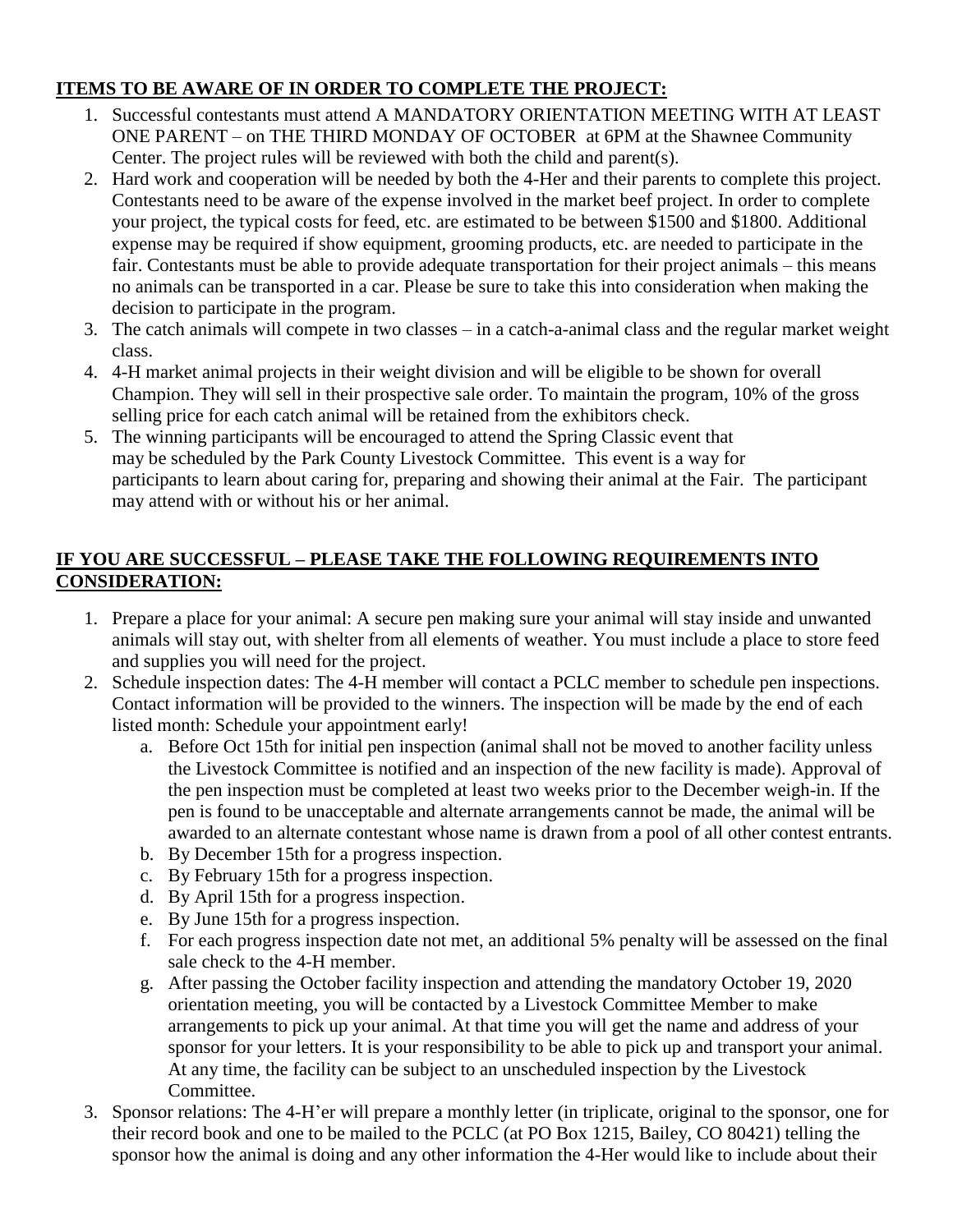**ITEMS TO BE AWARE OF IN ORDER TO COMPLETE THE PROJECT:**

1. Successful contestants must attend A MANDATORY ORIENTATION MEETING WITH AT LEAST ONE PARENT – on THE THIRD MONDAY OF OCTOBER at 6PM at the Shawnee Community Center. The project rules will be reviewed with both the child and parent(s).
2. Hard work and cooperation will be needed by both the 4-Her and their parents to complete this project. Contestants need to be aware of the expense involved in the market beef project. In order to complete your project, the typical costs for feed, etc. are estimated to be between $1500 and $1800. Additional expense may be required if show equipment, grooming products, etc. are needed to participate in the fair. Contestants must be able to provide adequate transportation for their project animals – this means no animals can be transported in a car. Please be sure to take this into consideration when making the decision to participate in the program.
3. The catch animals will compete in two classes – in a catch-a-animal class and the regular market weight class.
4. 4-H market animal projects in their weight division and will be eligible to be shown for overall Champion. They will sell in their prospective sale order. To maintain the program, 10% of the gross selling price for each catch animal will be retained from the exhibitors check.
5. The winning participants will be encouraged to attend the Spring Classic event that may be scheduled by the Park County Livestock Committee. This event is a way for participants to learn about caring for, preparing and showing their animal at the Fair. The participant may attend with or without his or her animal.

**IF YOU ARE SUCCESSFUL – PLEASE TAKE THE FOLLOWING REQUIREMENTS INTO CONSIDERATION:**

1. Prepare a place for your animal: A secure pen making sure your animal will stay inside and unwanted animals will stay out, with shelter from all elements of weather. You must include a place to store feed and supplies you will need for the project.
2. Schedule inspection dates: The 4-H member will contact a PCLC member to schedule pen inspections. Contact information will be provided to the winners. The inspection will be made by the end of each listed month: Schedule your appointment early!
   a. Before Oct 15th for initial pen inspection (animal shall not be moved to another facility unless the Livestock Committee is notified and an inspection of the new facility is made). Approval of the pen inspection must be completed at least two weeks prior to the December weigh-in. If the pen is found to be unacceptable and alternate arrangements cannot be made, the animal will be awarded to an alternate contestant whose name is drawn from a pool of all other contest entrants.
   b. By December 15th for a progress inspection.
   c. By February 15th for a progress inspection.
   d. By April 15th for a progress inspection.
   e. By June 15th for a progress inspection.
   f. For each progress inspection date not met, an additional 5% penalty will be assessed on the final sale check to the 4-H member.
   g. After passing the October facility inspection and attending the mandatory October 19, 2020 orientation meeting, you will be contacted by a Livestock Committee Member to make arrangements to pick up your animal. At that time you will get the name and address of your sponsor for your letters. It is your responsibility to be able to pick up and transport your animal. At any time, the facility can be subject to an unscheduled inspection by the Livestock Committee.
3. Sponsor relations: The 4-H'er will prepare a monthly letter (in triplicate, original to the sponsor, one for their record book and one to be mailed to the PCLC (at PO Box 1215, Bailey, CO 80421) telling the sponsor how the animal is doing and any other information the 4-Her would like to include about their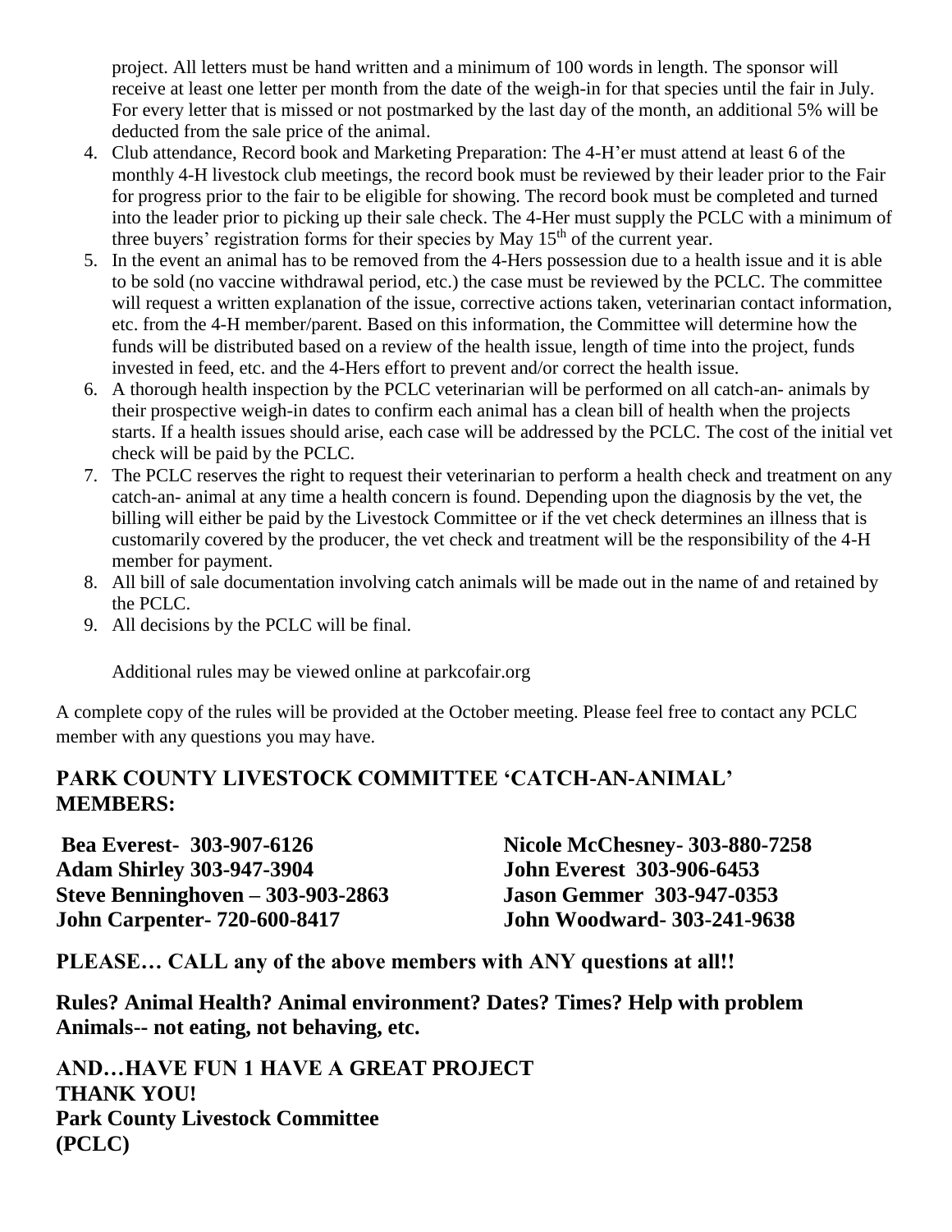project. All letters must be hand written and a minimum of 100 words in length. The sponsor will receive at least one letter per month from the date of the weigh-in for that species until the fair in July. For every letter that is missed or not postmarked by the last day of the month, an additional 5% will be deducted from the sale price of the animal.

4. Club attendance, Record book and Marketing Preparation: The 4-H'er must attend at least 6 of the monthly 4-H livestock club meetings, the record book must be reviewed by their leader prior to the Fair for progress prior to the fair to be eligible for showing. The record book must be completed and turned into the leader prior to picking up their sale check. The 4-Her must supply the PCLC with a minimum of three buyers' registration forms for their species by May 15th of the current year.
5. In the event an animal has to be removed from the 4-Hers possession due to a health issue and it is able to be sold (no vaccine withdrawal period, etc.) the case must be reviewed by the PCLC. The committee will request a written explanation of the issue, corrective actions taken, veterinarian contact information, etc. from the 4-H member/parent. Based on this information, the Committee will determine how the funds will be distributed based on a review of the health issue, length of time into the project, funds invested in feed, etc. and the 4-Hers effort to prevent and/or correct the health issue.
6. A thorough health inspection by the PCLC veterinarian will be performed on all catch-an- animals by their prospective weigh-in dates to confirm each animal has a clean bill of health when the projects starts. If a health issues should arise, each case will be addressed by the PCLC. The cost of the initial vet check will be paid by the PCLC.
7. The PCLC reserves the right to request their veterinarian to perform a health check and treatment on any catch-an- animal at any time a health concern is found. Depending upon the diagnosis by the vet, the billing will either be paid by the Livestock Committee or if the vet check determines an illness that is customarily covered by the producer, the vet check and treatment will be the responsibility of the 4-H member for payment.
8. All bill of sale documentation involving catch animals will be made out in the name of and retained by the PCLC.
9. All decisions by the PCLC will be final.

Additional rules may be viewed online at parkcofair.org

A complete copy of the rules will be provided at the October meeting. Please feel free to contact any PCLC member with any questions you may have.

## PARK COUNTY LIVESTOCK COMMITTEE 'CATCH-AN-ANIMAL' MEMBERS:

**Bea Everest- 303-907-6126**
**Adam Shirley 303-947-3904**
**Steve Benninghoven – 303-903-2863**
**John Carpenter- 720-600-8417**
**Nicole McChesney- 303-880-7258**
**John Everest 303-906-6453**
**Jason Gemmer 303-947-0353**
**John Woodward- 303-241-9638**

**PLEASE… CALL any of the above members with ANY questions at all!!**

**Rules? Animal Health? Animal environment? Dates? Times? Help with problem Animals-- not eating, not behaving, etc.**

**AND…HAVE FUN 1 HAVE A GREAT PROJECT**
**THANK YOU!**
**Park County Livestock Committee**
**(PCLC)**